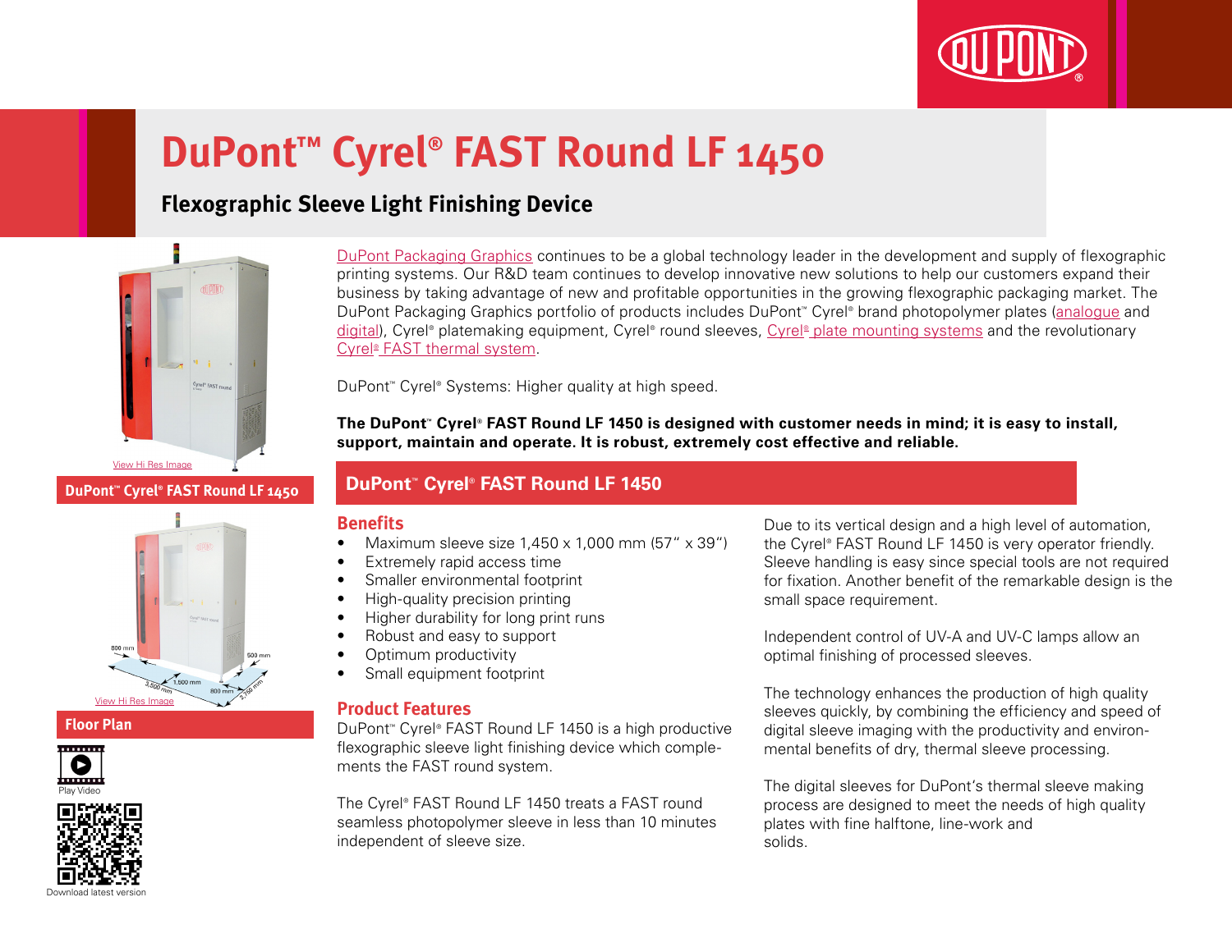# DuPont™ Cyrel® FAST Round LF 1450

## Flexographic Sleeve Light Finishing Device

View Hi Res Image

**DuPont™ Cyrel® FAST Round LF 1450**

View Hi Res Image

**Floor Plan**

Play Video

Download latest version

DuPont Packaging Graphics continues to be a global technology leader in the development and supply of flexographic printing systems. Our R&D team continues to develop innovative new solutions to help our customers expand their business by taking advantage of new and profitable opportunities in the growing flexographic packaging market. The DuPont Packaging Graphics portfolio of products includes DuPont™ Cyrel® brand photopolymer plates (analogue and digital), Cyrel® platemaking equipment, Cyrel® round sleeves, Cyrel® plate mounting systems and the revolutionary Cyrel® FAST thermal system.

DuPont™ Cyrel® Systems: Higher quality at high speed.

**The DuPont™ Cyrel® FAST Round LF 1450 is designed with customer needs in mind; it is easy to install, support, maintain and operate. It is robust, extremely cost effective and reliable.**

## DuPont™ Cyrel® FAST Round LF 1450

### Benefits

- Maximum sleeve size 1,450 x 1,000 mm (57" x 39")
- Extremely rapid access time
- Smaller environmental footprint
- High-quality precision printing
- Higher durability for long print runs
- Robust and easy to support
- Optimum productivity
- Small equipment footprint

### Product Features

DuPont™ Cyrel® FAST Round LF 1450 is a high productive flexographic sleeve light finishing device which complements the FAST round system.

The Cyrel® FAST Round LF 1450 treats a FAST round seamless photopolymer sleeve in less than 10 minutes independent of sleeve size.

Due to its vertical design and a high level of automation, the Cyrel® FAST Round LF 1450 is very operator friendly. Sleeve handling is easy since special tools are not required for fixation. Another benefit of the remarkable design is the small space requirement.

Independent control of UV-A and UV-C lamps allow an optimal finishing of processed sleeves.

The technology enhances the production of high quality sleeves quickly, by combining the efficiency and speed of digital sleeve imaging with the productivity and environmental benefits of dry, thermal sleeve processing.

The digital sleeves for DuPont's thermal sleeve making process are designed to meet the needs of high quality plates with fine halftone, line-work and solids.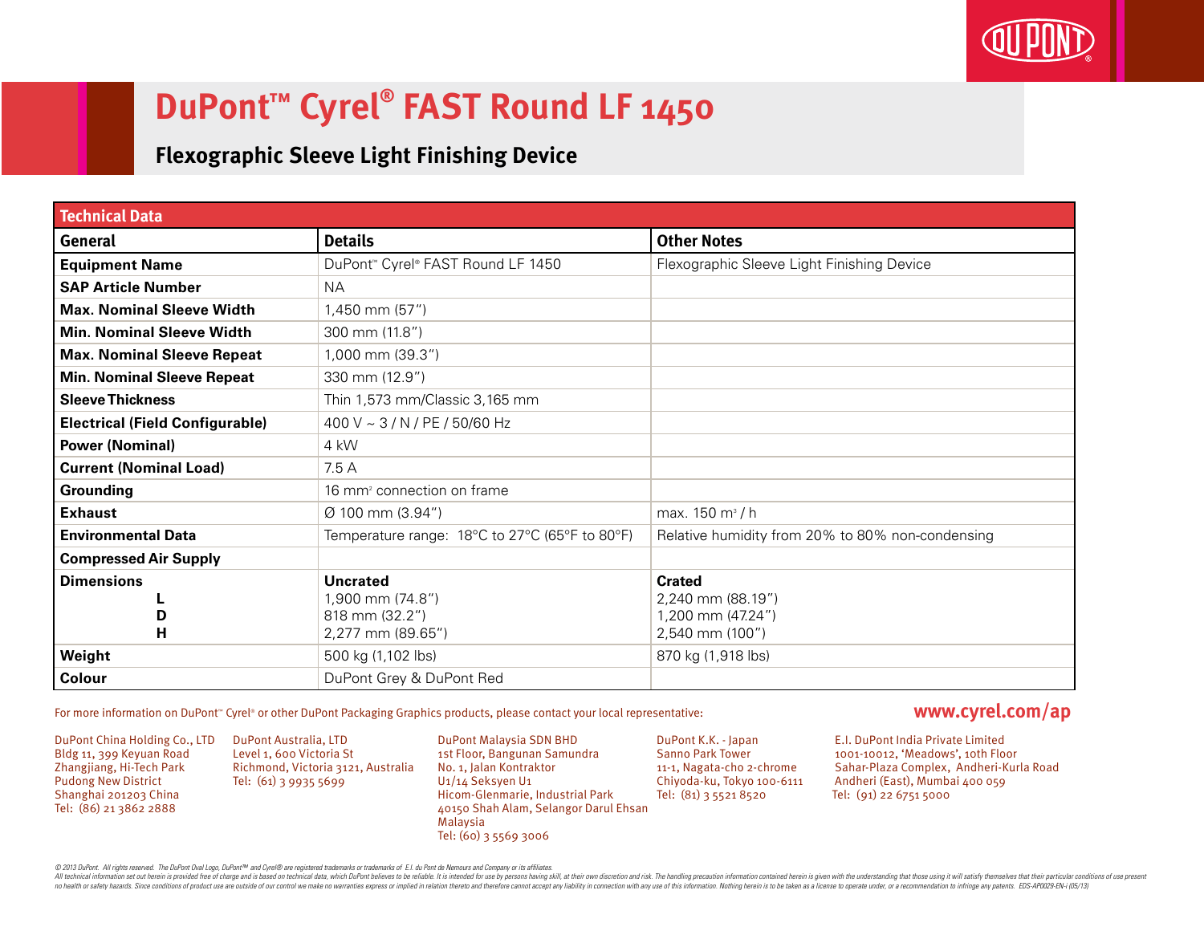# DuPont™ Cyrel® FAST Round LF 1450

## Flexographic Sleeve Light Finishing Device

| Technical Data | | |
|---|---|---|
| **General** | **Details** | **Other Notes** |
| **Equipment Name** | DuPont™ Cyrel® FAST Round LF 1450 | Flexographic Sleeve Light Finishing Device |
| **SAP Article Number** | NA | |
| **Max. Nominal Sleeve Width** | 1,450 mm (57") | |
| **Min. Nominal Sleeve Width** | 300 mm (11.8") | |
| **Max. Nominal Sleeve Repeat** | 1,000 mm (39.3") | |
| **Min. Nominal Sleeve Repeat** | 330 mm (12.9") | |
| **Sleeve Thickness** | Thin 1,573 mm/Classic 3,165 mm | |
| **Electrical (Field Configurable)** | 400 V ~ 3 / N / PE / 50/60 Hz | |
| **Power (Nominal)** | 4 kW | |
| **Current (Nominal Load)** | 7.5 A | |
| **Grounding** | 16 $mm^2$ connection on frame | |
| **Exhaust** | Ø 100 mm (3.94") | max. 150 $m^3$ / h |
| **Environmental Data** | Temperature range: 18°C to 27°C (65°F to 80°F) | Relative humidity from 20% to 80% non-condensing |
| **Compressed Air Supply** | | |
| **Dimensions** | **Uncrated** | **Crated** |
| **L** | 1,900 mm (74.8") | 2,240 mm (88.19") |
| **D** | 818 mm (32.2") | 1,200 mm (47.24") |
| **H** | 2,277 mm (89.65") | 2,540 mm (100") |
| **Weight** | 500 kg (1,102 lbs) | 870 kg (1,918 lbs) |
| **Colour** | DuPont Grey & DuPont Red | |

For more information on DuPont™ Cyrel® or other DuPont Packaging Graphics products, please contact your local representative:

**www.cyrel.com/ap**

DuPont China Holding Co., LTD
Bldg 11, 399 Keyuan Road
Zhangjiang, Hi-Tech Park
Pudong New District
Shanghai 201203 China
Tel: (86) 21 3862 2888

DuPont Australia, LTD
Level 1, 600 Victoria St
Richmond, Victoria 3121, Australia
Tel: (61) 3 9935 5699

DuPont Malaysia SDN BHD
1st Floor, Bangunan Samundra
No. 1, Jalan Kontraktor
U1/14 Seksyen U1
Hicom-Glenmarie, Industrial Park
40150 Shah Alam, Selangor Darul Ehsan
Malaysia
Tel: (60) 3 5569 3006

DuPont K.K. - Japan
Sanno Park Tower
11-1, Nagata-cho 2-chrome
Chiyoda-ku, Tokyo 100-6111
Tel: (81) 3 5521 8520

E.I. DuPont India Private Limited
1001-10012, 'Meadows', 10th Floor
Sahar-Plaza Complex, Andheri-Kurla Road
Andheri (East), Mumbai 400 059
Tel: (91) 22 6751 5000

*© 2013 DuPont. All rights reserved. The DuPont Oval Logo, DuPont™ and Cyrel® are registered trademarks or trademarks of E.I. du Pont de Nemours and Company or its affiliates.*
*All technical information set out herein is provided free of charge and is based on technical data, which DuPont believes to be reliable. It is intended for use by persons having skill, at their own discretion and risk. The handling precaution information contained herein is given with the understanding that those using it will satisfy themselves that their particular conditions of use present no health or safety hazards. Since conditions of product use are outside of our control we make no warranties express or implied in relation thereto and therefore cannot accept any liability in connection with any use of this information. Nothing herein is to be taken as a license to operate under, or a recommendation to infringe any patents. EDS-AP0029-EN-i (05/13)*